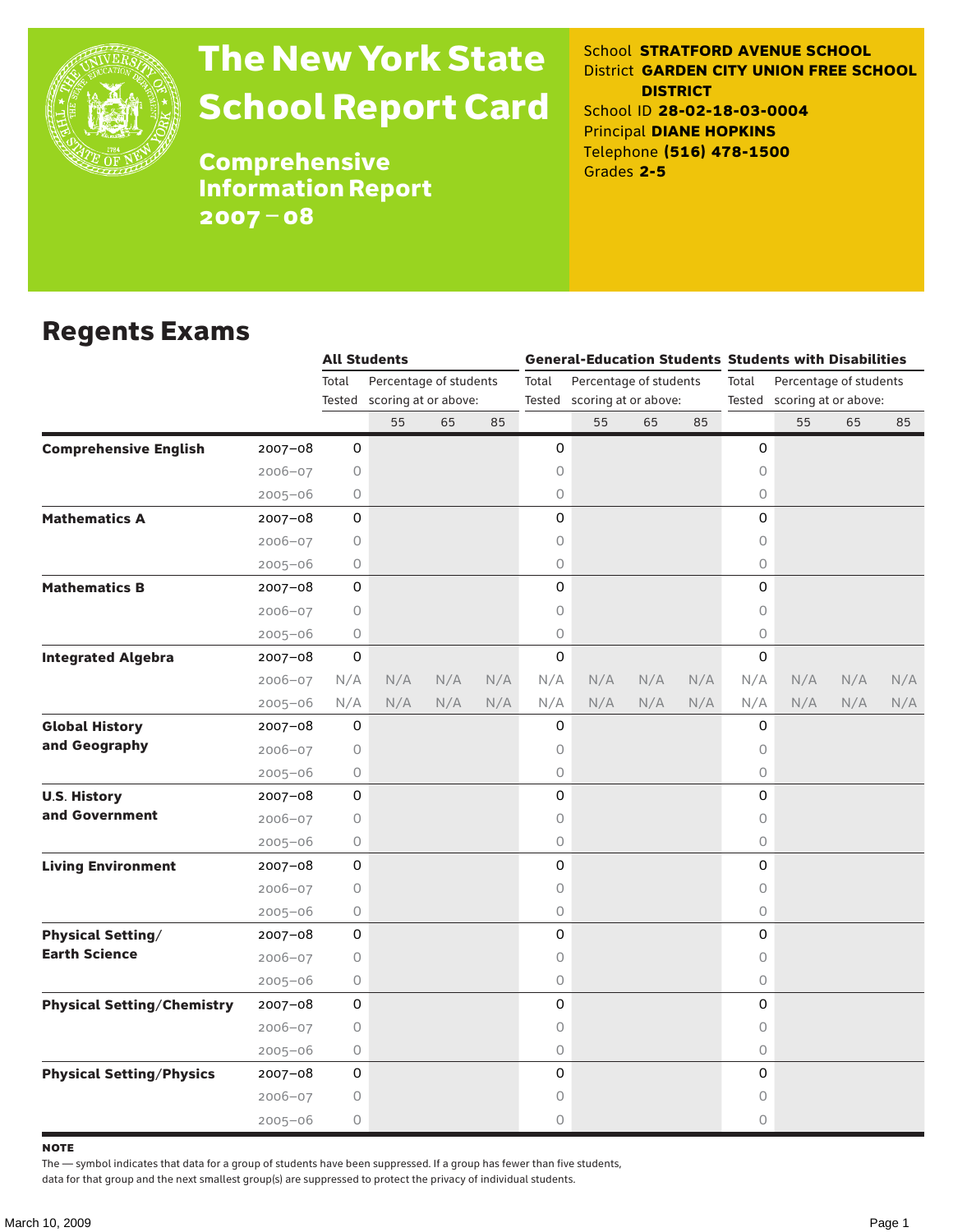# The New York State School Report Card

## Comprehensive Information Report 2007 – 08

School **STRATFORD AVENUE SCHOOL**
District **GARDEN CITY UNION FREE SCHOOL DISTRICT**
School ID **28-02-18-03-0004**
Principal **DIANE HOPKINS**
Telephone **(516) 478-1500**
Grades **2-5**

## Regents Exams

| | | All Students | | | | General-Education Students | | | | Students with Disabilities | | | |
|---|---|---|---|---|---|---|---|---|---|---|---|---|---|
| | | Total Tested | Percentage of students scoring at or above: | | | Total Tested | Percentage of students scoring at or above: | | | Total Tested | Percentage of students scoring at or above: | | |
| | | | 55 | 65 | 85 | | 55 | 65 | 85 | | 55 | 65 | 85 |
| **Comprehensive English** | 2007–08 | 0 | | | | 0 | | | | 0 | | | |
| | 2006–07 | 0 | | | | 0 | | | | 0 | | | |
| | 2005–06 | 0 | | | | 0 | | | | 0 | | | |
| **Mathematics A** | 2007–08 | 0 | | | | 0 | | | | 0 | | | |
| | 2006–07 | 0 | | | | 0 | | | | 0 | | | |
| | 2005–06 | 0 | | | | 0 | | | | 0 | | | |
| **Mathematics B** | 2007–08 | 0 | | | | 0 | | | | 0 | | | |
| | 2006–07 | 0 | | | | 0 | | | | 0 | | | |
| | 2005–06 | 0 | | | | 0 | | | | 0 | | | |
| **Integrated Algebra** | 2007–08 | 0 | | | | 0 | | | | 0 | | | |
| | 2006–07 | N/A | N/A | N/A | N/A | N/A | N/A | N/A | N/A | N/A | N/A | N/A | N/A |
| | 2005–06 | N/A | N/A | N/A | N/A | N/A | N/A | N/A | N/A | N/A | N/A | N/A | N/A |
| **Global History and Geography** | 2007–08 | 0 | | | | 0 | | | | 0 | | | |
| | 2006–07 | 0 | | | | 0 | | | | 0 | | | |
| | 2005–06 | 0 | | | | 0 | | | | 0 | | | |
| **U.S. History and Government** | 2007–08 | 0 | | | | 0 | | | | 0 | | | |
| | 2006–07 | 0 | | | | 0 | | | | 0 | | | |
| | 2005–06 | 0 | | | | 0 | | | | 0 | | | |
| **Living Environment** | 2007–08 | 0 | | | | 0 | | | | 0 | | | |
| | 2006–07 | 0 | | | | 0 | | | | 0 | | | |
| | 2005–06 | 0 | | | | 0 | | | | 0 | | | |
| **Physical Setting/ Earth Science** | 2007–08 | 0 | | | | 0 | | | | 0 | | | |
| | 2006–07 | 0 | | | | 0 | | | | 0 | | | |
| | 2005–06 | 0 | | | | 0 | | | | 0 | | | |
| **Physical Setting/Chemistry** | 2007–08 | 0 | | | | 0 | | | | 0 | | | |
| | 2006–07 | 0 | | | | 0 | | | | 0 | | | |
| | 2005–06 | 0 | | | | 0 | | | | 0 | | | |
| **Physical Setting/Physics** | 2007–08 | 0 | | | | 0 | | | | 0 | | | |
| | 2006–07 | 0 | | | | 0 | | | | 0 | | | |
| | 2005–06 | 0 | | | | 0 | | | | 0 | | | |

**NOTE**

The — symbol indicates that data for a group of students have been suppressed. If a group has fewer than five students, data for that group and the next smallest group(s) are suppressed to protect the privacy of individual students.

March 10, 2009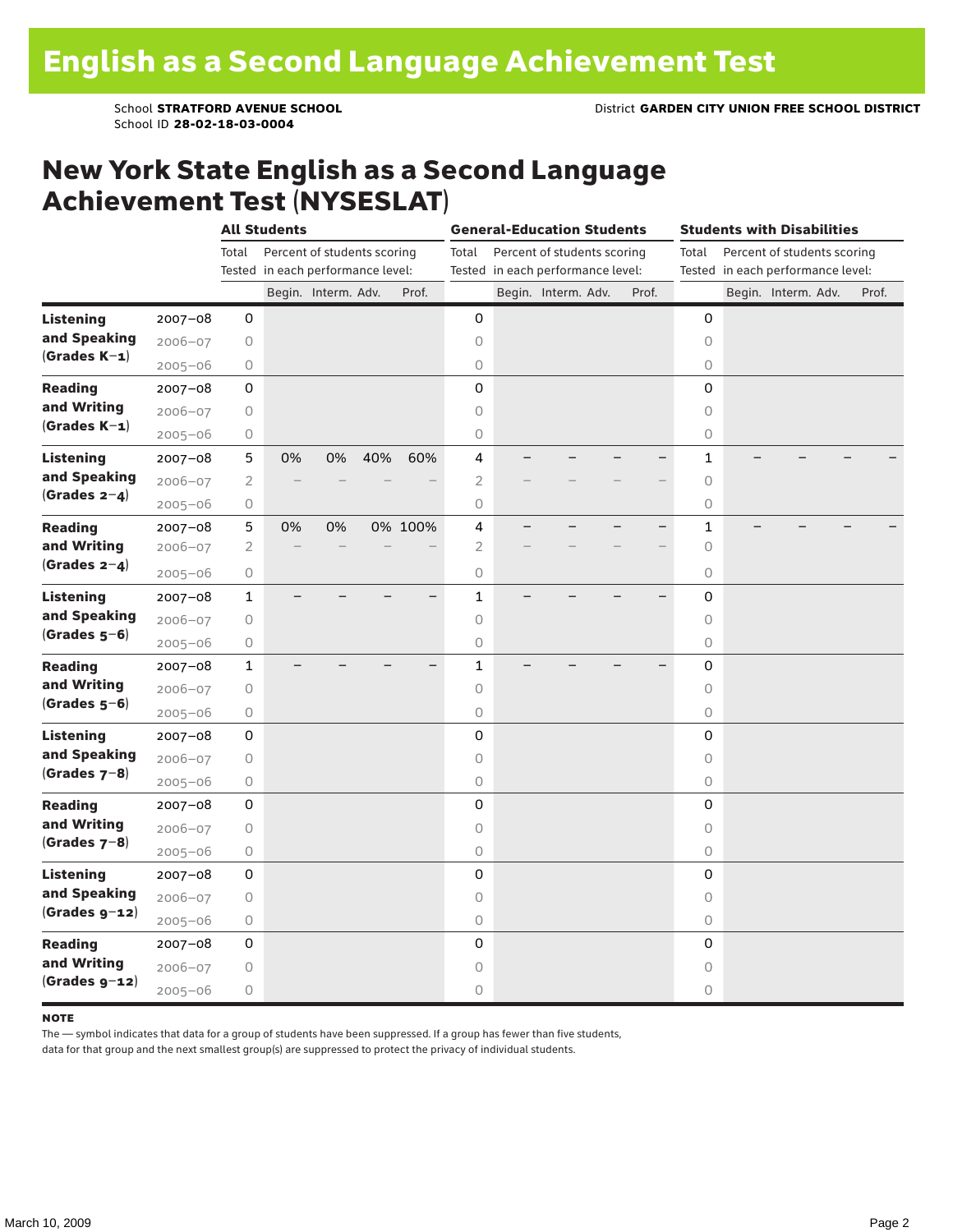# English as a Second Language Achievement Test

School **STRATFORD AVENUE SCHOOL**
School ID **28-02-18-03-0004**

District **GARDEN CITY UNION FREE SCHOOL DISTRICT**

## New York State English as a Second Language Achievement Test (NYSESLAT)

| | | All Students | | | | | General-Education Students | | | | | Students with Disabilities | | | | |
|---|---|---|---|---|---|---|---|---|---|---|---|---|---|---|---|---|
| | | Total Tested | Percent of students scoring in each performance level: | | | | Total Tested | Percent of students scoring in each performance level: | | | | Total Tested | Percent of students scoring in each performance level: | | | |
| | | | Begin. | Interm. | Adv. | Prof. | | Begin. | Interm. | Adv. | Prof. | | Begin. | Interm. | Adv. | Prof. |
| **Listening and Speaking (Grades K–1)** | 2007–08 | 0 | | | | | 0 | | | | | 0 | | | | |
| | 2006–07 | 0 | | | | | 0 | | | | | 0 | | | | |
| | 2005–06 | 0 | | | | | 0 | | | | | 0 | | | | |
| **Reading and Writing (Grades K–1)** | 2007–08 | 0 | | | | | 0 | | | | | 0 | | | | |
| | 2006–07 | 0 | | | | | 0 | | | | | 0 | | | | |
| | 2005–06 | 0 | | | | | 0 | | | | | 0 | | | | |
| **Listening and Speaking (Grades 2–4)** | 2007–08 | 5 | 0% | 0% | 40% | 60% | 4 | – | – | – | – | 1 | – | – | – | – |
| | 2006–07 | 2 | – | – | – | – | 2 | – | – | – | – | 0 | | | | |
| | 2005–06 | 0 | | | | | 0 | | | | | 0 | | | | |
| **Reading and Writing (Grades 2–4)** | 2007–08 | 5 | 0% | 0% | 0% | 100% | 4 | – | – | – | – | 1 | – | – | – | – |
| | 2006–07 | 2 | – | – | – | – | 2 | – | – | – | – | 0 | | | | |
| | 2005–06 | 0 | | | | | 0 | | | | | 0 | | | | |
| **Listening and Speaking (Grades 5–6)** | 2007–08 | 1 | – | – | – | – | 1 | – | – | – | – | 0 | | | | |
| | 2006–07 | 0 | | | | | 0 | | | | | 0 | | | | |
| | 2005–06 | 0 | | | | | 0 | | | | | 0 | | | | |
| **Reading and Writing (Grades 5–6)** | 2007–08 | 1 | – | – | – | – | 1 | – | – | – | – | 0 | | | | |
| | 2006–07 | 0 | | | | | 0 | | | | | 0 | | | | |
| | 2005–06 | 0 | | | | | 0 | | | | | 0 | | | | |
| **Listening and Speaking (Grades 7–8)** | 2007–08 | 0 | | | | | 0 | | | | | 0 | | | | |
| | 2006–07 | 0 | | | | | 0 | | | | | 0 | | | | |
| | 2005–06 | 0 | | | | | 0 | | | | | 0 | | | | |
| **Reading and Writing (Grades 7–8)** | 2007–08 | 0 | | | | | 0 | | | | | 0 | | | | |
| | 2006–07 | 0 | | | | | 0 | | | | | 0 | | | | |
| | 2005–06 | 0 | | | | | 0 | | | | | 0 | | | | |
| **Listening and Speaking (Grades 9–12)** | 2007–08 | 0 | | | | | 0 | | | | | 0 | | | | |
| | 2006–07 | 0 | | | | | 0 | | | | | 0 | | | | |
| | 2005–06 | 0 | | | | | 0 | | | | | 0 | | | | |
| **Reading and Writing (Grades 9–12)** | 2007–08 | 0 | | | | | 0 | | | | | 0 | | | | |
| | 2006–07 | 0 | | | | | 0 | | | | | 0 | | | | |
| | 2005–06 | 0 | | | | | 0 | | | | | 0 | | | | |

**NOTE**

The — symbol indicates that data for a group of students have been suppressed. If a group has fewer than five students, data for that group and the next smallest group(s) are suppressed to protect the privacy of individual students.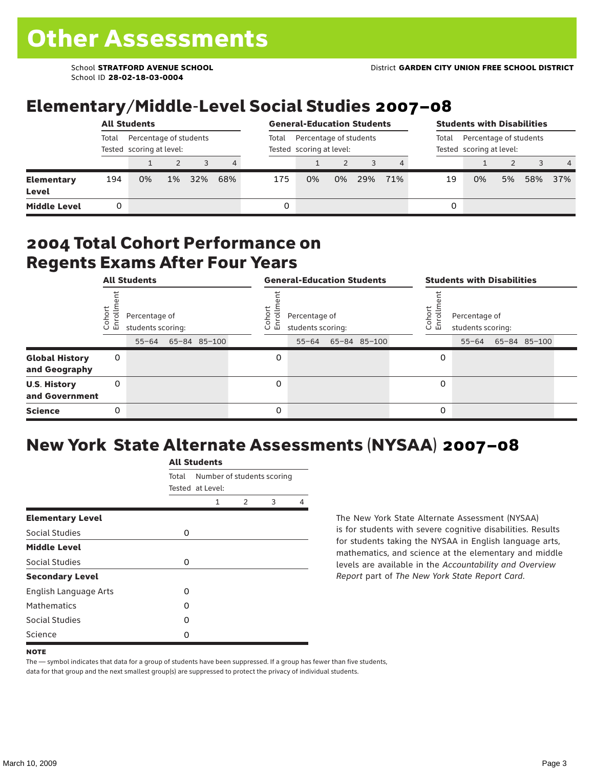# Other Assessments

School **STRATFORD AVENUE SCHOOL**
School ID **28-02-18-03-0004**

District **GARDEN CITY UNION FREE SCHOOL DISTRICT**

## Elementary/Middle-Level Social Studies 2007–08

| | All Students | | | | | General-Education Students | | | | | Students with Disabilities | | | | |
|---|---|---|---|---|---|---|---|---|---|---|---|---|---|---|---|
| | Total Tested | Percentage of students scoring at level: | | | | Total Tested | Percentage of students scoring at level: | | | | Total Tested | Percentage of students scoring at level: | | | |
| | | 1 | 2 | 3 | 4 | | 1 | 2 | 3 | 4 | | 1 | 2 | 3 | 4 |
| **Elementary Level** | 194 | 0% | 1% | 32% | 68% | 175 | 0% | 0% | 29% | 71% | 19 | 0% | 5% | 58% | 37% |
| **Middle Level** | 0 | | | | | 0 | | | | | 0 | | | | |

## 2004 Total Cohort Performance on Regents Exams After Four Years

| | All Students | | | | General-Education Students | | | | Students with Disabilities | | | |
|---|---|---|---|---|---|---|---|---|---|---|---|---|
| | Cohort Enrollment | Percentage of students scoring: | | | Cohort Enrollment | Percentage of students scoring: | | | Cohort Enrollment | Percentage of students scoring: | | |
| | | 55–64 | 65–84 | 85–100 | | 55–64 | 65–84 | 85–100 | | 55–64 | 65–84 | 85–100 |
| **Global History and Geography** | 0 | | | | 0 | | | | 0 | | | |
| **U.S. History and Government** | 0 | | | | 0 | | | | 0 | | | |
| **Science** | 0 | | | | 0 | | | | 0 | | | |

## New York State Alternate Assessments (NYSAA) 2007–08

| | All Students | | | | |
|---|---|---|---|---|---|
| | Total Tested | Number of students scoring at Level: | | | |
| | | 1 | 2 | 3 | 4 |
| **Elementary Level** | | | | | |
| Social Studies | 0 | | | | |
| **Middle Level** | | | | | |
| Social Studies | 0 | | | | |
| **Secondary Level** | | | | | |
| English Language Arts | 0 | | | | |
| Mathematics | 0 | | | | |
| Social Studies | 0 | | | | |
| Science | 0 | | | | |

The New York State Alternate Assessment (NYSAA) is for students with severe cognitive disabilities. Results for students taking the NYSAA in English language arts, mathematics, and science at the elementary and middle levels are available in the *Accountability and Overview Report* part of *The New York State Report Card*.

**NOTE**

The — symbol indicates that data for a group of students have been suppressed. If a group has fewer than five students, data for that group and the next smallest group(s) are suppressed to protect the privacy of individual students.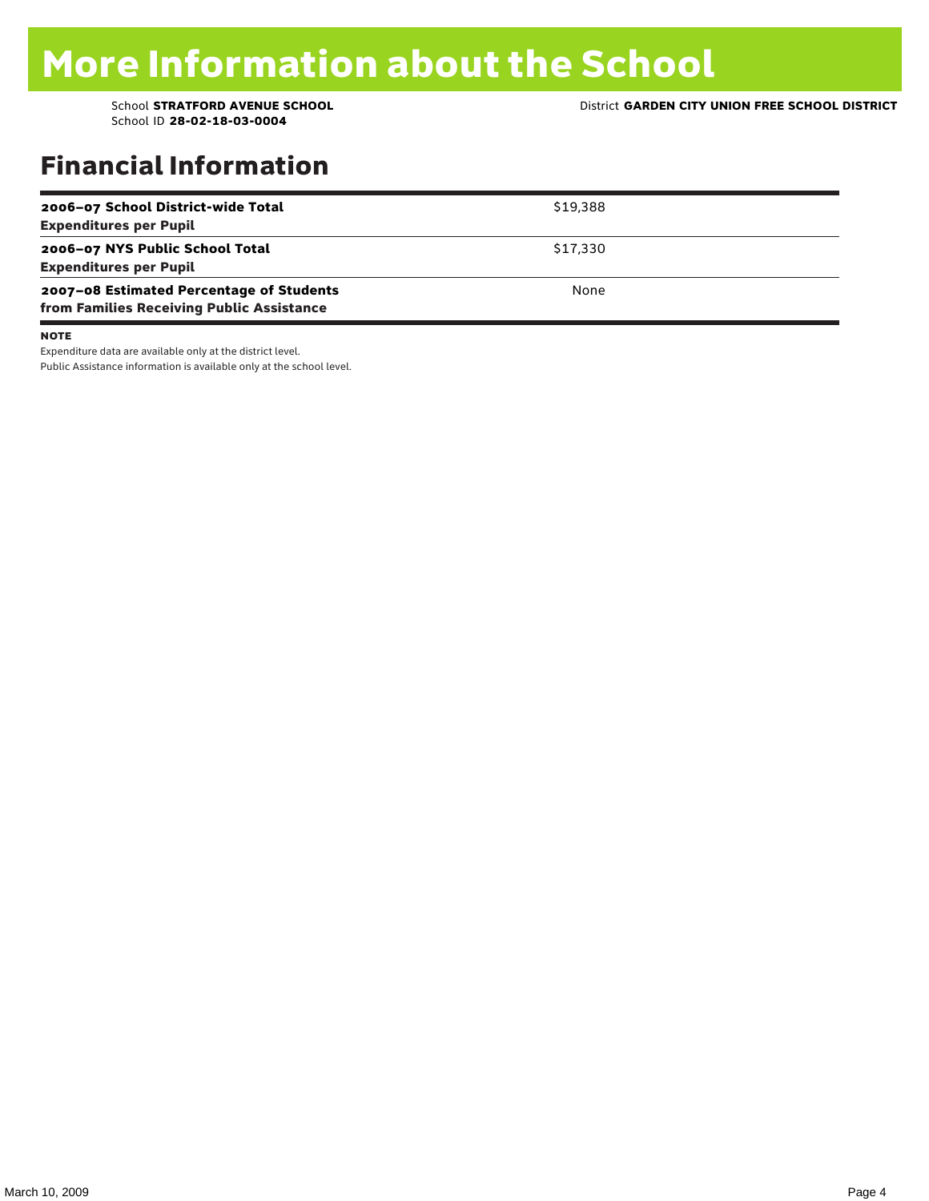# More Information about the School

School **STRATFORD AVENUE SCHOOL**
School ID **28-02-18-03-0004**

District **GARDEN CITY UNION FREE SCHOOL DISTRICT**

## Financial Information

| | |
|---|---|
| **2006–07 School District-wide Total Expenditures per Pupil** | $19,388 |
| **2006–07 NYS Public School Total Expenditures per Pupil** | $17,330 |
| **2007–08 Estimated Percentage of Students from Families Receiving Public Assistance** | None |

**NOTE**

Expenditure data are available only at the district level.

Public Assistance information is available only at the school level.